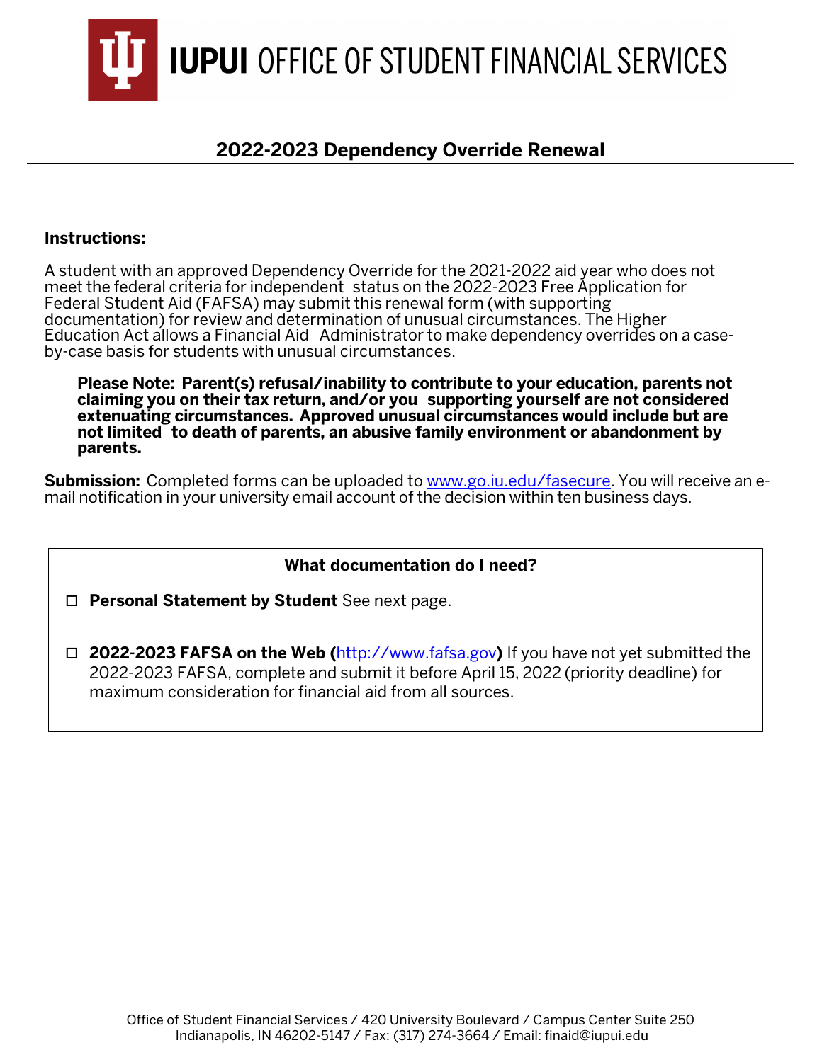# IUPUI OFFICE OF STUDENT FINANCIAL SERVICES

## 2022-2023 Dependency Override Renewal

**Instructions:**

A student with an approved Dependency Override for the 2021-2022 aid year who does not meet the federal criteria for independent status on the 2022-2023 Free Application for Federal Student Aid (FAFSA) may submit this renewal form (with supporting documentation) for review and determination of unusual circumstances. The Higher Education Act allows a Financial Aid Administrator to make dependency overrides on a case-by-case basis for students with unusual circumstances.

> **Please Note: Parent(s) refusal/inability to contribute to your education, parents not claiming you on their tax return, and/or you supporting yourself are not considered extenuating circumstances. Approved unusual circumstances would include but are not limited to death of parents, an abusive family environment or abandonment by parents.**

**Submission:** Completed forms can be uploaded to www.go.iu.edu/fasecure. You will receive an e-mail notification in your university email account of the decision within ten business days.

**What documentation do I need?**

- ☐ **Personal Statement by Student** See next page.
- ☐ **2022-2023 FAFSA on the Web (http://www.fafsa.gov)** If you have not yet submitted the 2022-2023 FAFSA, complete and submit it before April 15, 2022 (priority deadline) for maximum consideration for financial aid from all sources.

Office of Student Financial Services / 420 University Boulevard / Campus Center Suite 250
Indianapolis, IN 46202-5147 / Fax: (317) 274-3664 / Email: finaid@iupui.edu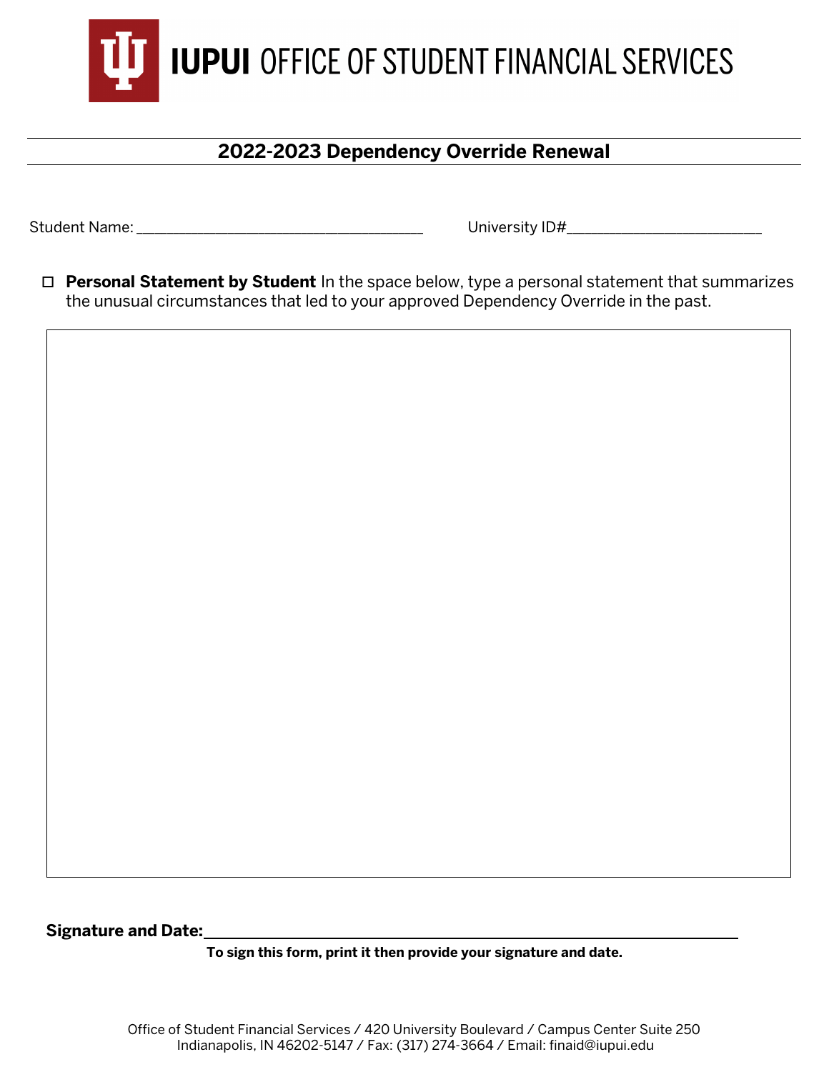IUPUI OFFICE OF STUDENT FINANCIAL SERVICES

## 2022-2023 Dependency Override Renewal

Student Name: ____________________________________ University ID#________________________

☐ **Personal Statement by Student** In the space below, type a personal statement that summarizes the unusual circumstances that led to your approved Dependency Override in the past.

**Signature and Date:**________________________________________________________________

**To sign this form, print it then provide your signature and date.**

Office of Student Financial Services / 420 University Boulevard / Campus Center Suite 250
Indianapolis, IN 46202-5147 / Fax: (317) 274-3664 / Email: finaid@iupui.edu